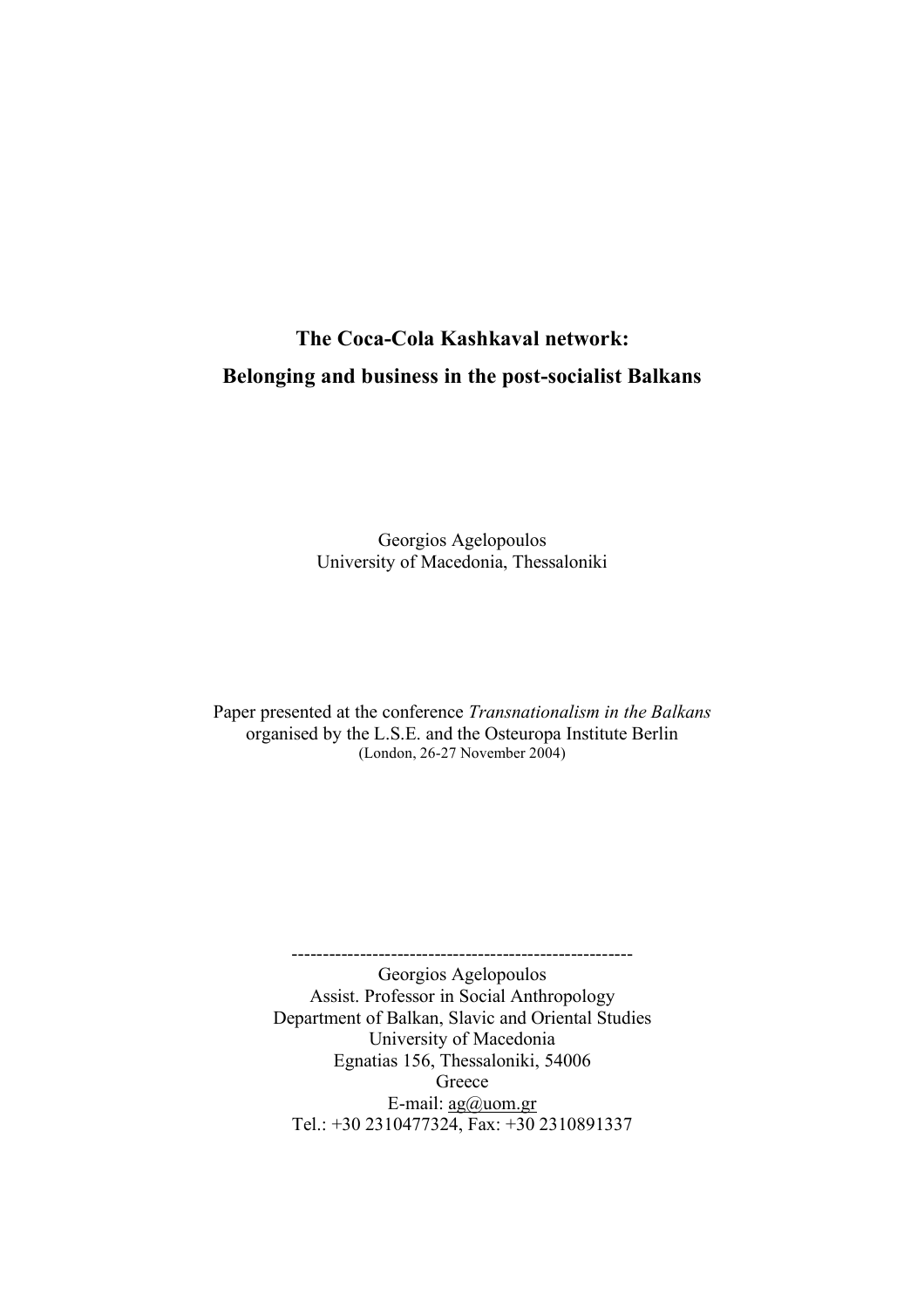# The Coca-Cola Kashkaval network:
# Belonging and business in the post-socialist Balkans

Georgios Agelopoulos
University of Macedonia, Thessaloniki

Paper presented at the conference *Transnationalism in the Balkans* organised by the L.S.E. and the Osteuropa Institute Berlin
(London, 26-27 November 2004)

--------------------------------------------------------
Georgios Agelopoulos
Assist. Professor in Social Anthropology
Department of Balkan, Slavic and Oriental Studies
University of Macedonia
Egnatias 156, Thessaloniki, 54006
Greece
E-mail: ag@uom.gr
Tel.: +30 2310477324, Fax: +30 2310891337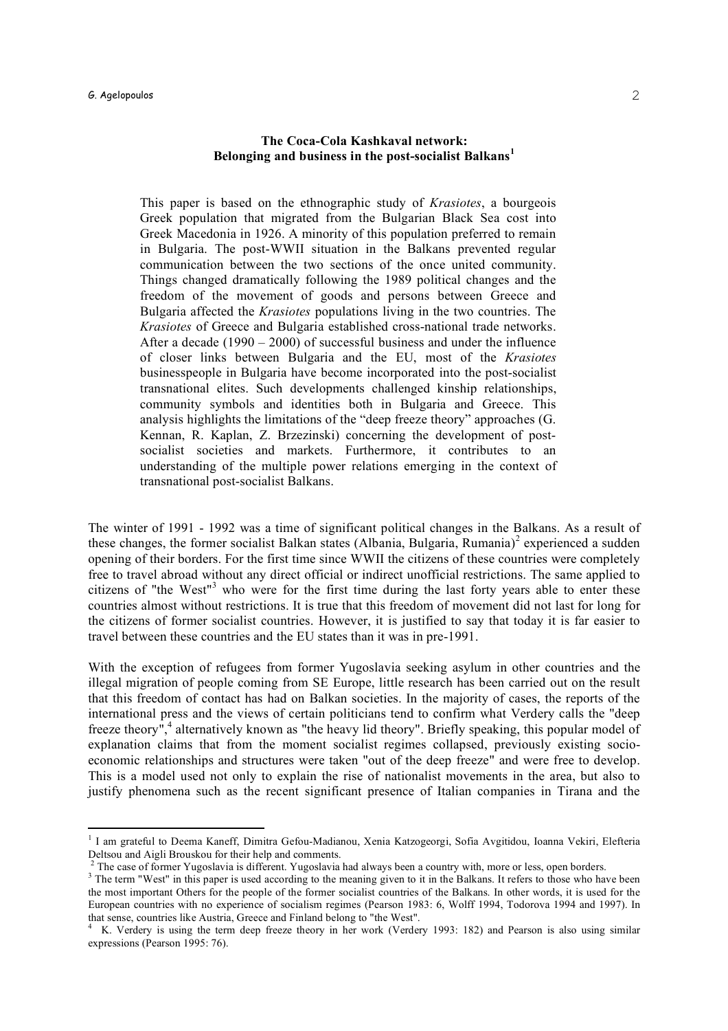# The Coca-Cola Kashkaval network: Belonging and business in the post-socialist Balkans[1]

> This paper is based on the ethnographic study of *Krasiotes*, a bourgeois Greek population that migrated from the Bulgarian Black Sea cost into Greek Macedonia in 1926. A minority of this population preferred to remain in Bulgaria. The post-WWII situation in the Balkans prevented regular communication between the two sections of the once united community. Things changed dramatically following the 1989 political changes and the freedom of the movement of goods and persons between Greece and Bulgaria affected the *Krasiotes* populations living in the two countries. The *Krasiotes* of Greece and Bulgaria established cross-national trade networks. After a decade (1990 – 2000) of successful business and under the influence of closer links between Bulgaria and the EU, most of the *Krasiotes* businesspeople in Bulgaria have become incorporated into the post-socialist transnational elites. Such developments challenged kinship relationships, community symbols and identities both in Bulgaria and Greece. This analysis highlights the limitations of the "deep freeze theory" approaches (G. Kennan, R. Kaplan, Z. Brzezinski) concerning the development of post-socialist societies and markets. Furthermore, it contributes to an understanding of the multiple power relations emerging in the context of transnational post-socialist Balkans.

The winter of 1991 - 1992 was a time of significant political changes in the Balkans. As a result of these changes, the former socialist Balkan states (Albania, Bulgaria, Rumania)[2] experienced a sudden opening of their borders. For the first time since WWII the citizens of these countries were completely free to travel abroad without any direct official or indirect unofficial restrictions. The same applied to citizens of "the West"[3] who were for the first time during the last forty years able to enter these countries almost without restrictions. It is true that this freedom of movement did not last for long for the citizens of former socialist countries. However, it is justified to say that today it is far easier to travel between these countries and the EU states than it was in pre-1991.

With the exception of refugees from former Yugoslavia seeking asylum in other countries and the illegal migration of people coming from SE Europe, little research has been carried out on the result that this freedom of contact has had on Balkan societies. In the majority of cases, the reports of the international press and the views of certain politicians tend to confirm what Verdery calls the "deep freeze theory",[4] alternatively known as "the heavy lid theory". Briefly speaking, this popular model of explanation claims that from the moment socialist regimes collapsed, previously existing socio-economic relationships and structures were taken "out of the deep freeze" and were free to develop. This is a model used not only to explain the rise of nationalist movements in the area, but also to justify phenomena such as the recent significant presence of Italian companies in Tirana and the

[1] I am grateful to Deema Kaneff, Dimitra Gefou-Madianou, Xenia Katzogeorgi, Sofia Avgitidou, Ioanna Vekiri, Elefteria Deltsou and Aigli Brouskou for their help and comments.

[2] The case of former Yugoslavia is different. Yugoslavia had always been a country with, more or less, open borders.

[3] The term "West" in this paper is used according to the meaning given to it in the Balkans. It refers to those who have been the most important Others for the people of the former socialist countries of the Balkans. In other words, it is used for the European countries with no experience of socialism regimes (Pearson 1983: 6, Wolff 1994, Todorova 1994 and 1997). In that sense, countries like Austria, Greece and Finland belong to "the West".

[4] K. Verdery is using the term deep freeze theory in her work (Verdery 1993: 182) and Pearson is also using similar expressions (Pearson 1995: 76).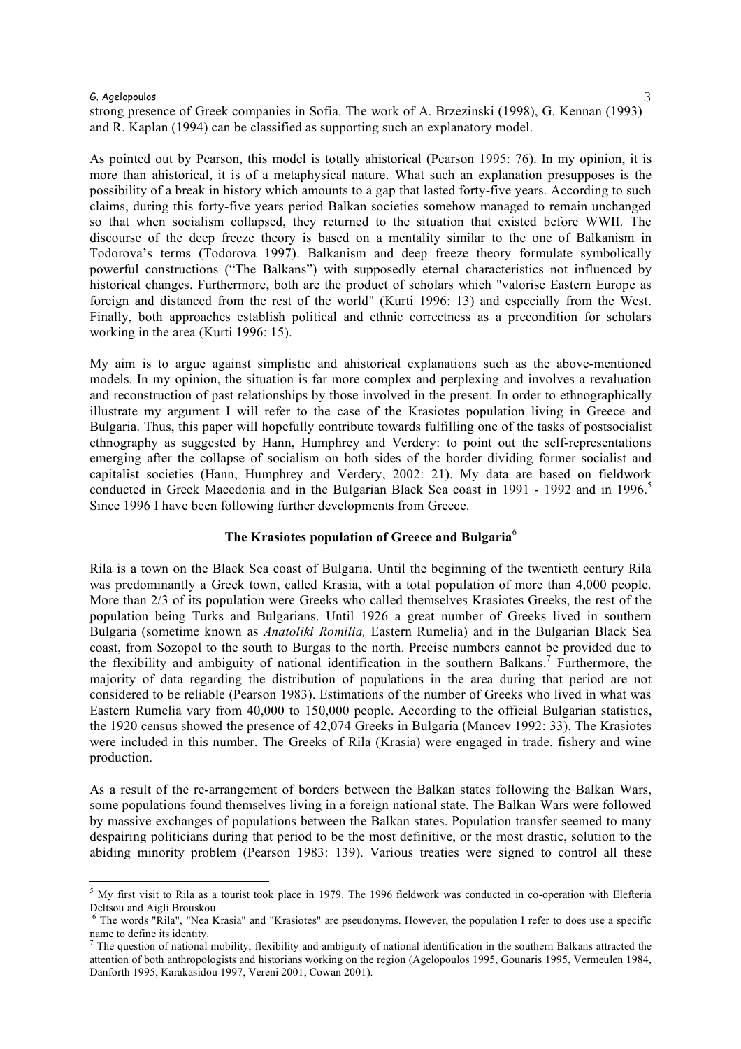strong presence of Greek companies in Sofia. The work of A. Brzezinski (1998), G. Kennan (1993) and R. Kaplan (1994) can be classified as supporting such an explanatory model.

As pointed out by Pearson, this model is totally ahistorical (Pearson 1995: 76). In my opinion, it is more than ahistorical, it is of a metaphysical nature. What such an explanation presupposes is the possibility of a break in history which amounts to a gap that lasted forty-five years. According to such claims, during this forty-five years period Balkan societies somehow managed to remain unchanged so that when socialism collapsed, they returned to the situation that existed before WWII. The discourse of the deep freeze theory is based on a mentality similar to the one of Balkanism in Todorova's terms (Todorova 1997). Balkanism and deep freeze theory formulate symbolically powerful constructions ("The Balkans") with supposedly eternal characteristics not influenced by historical changes. Furthermore, both are the product of scholars which "valorise Eastern Europe as foreign and distanced from the rest of the world" (Kurti 1996: 13) and especially from the West. Finally, both approaches establish political and ethnic correctness as a precondition for scholars working in the area (Kurti 1996: 15).

My aim is to argue against simplistic and ahistorical explanations such as the above-mentioned models. In my opinion, the situation is far more complex and perplexing and involves a revaluation and reconstruction of past relationships by those involved in the present. In order to ethnographically illustrate my argument I will refer to the case of the Krasiotes population living in Greece and Bulgaria. Thus, this paper will hopefully contribute towards fulfilling one of the tasks of postsocialist ethnography as suggested by Hann, Humphrey and Verdery: to point out the self-representations emerging after the collapse of socialism on both sides of the border dividing former socialist and capitalist societies (Hann, Humphrey and Verdery, 2002: 21). My data are based on fieldwork conducted in Greek Macedonia and in the Bulgarian Black Sea coast in 1991 - 1992 and in 1996.[5] Since 1996 I have been following further developments from Greece.

## The Krasiotes population of Greece and Bulgaria[6]

Rila is a town on the Black Sea coast of Bulgaria. Until the beginning of the twentieth century Rila was predominantly a Greek town, called Krasia, with a total population of more than 4,000 people. More than 2/3 of its population were Greeks who called themselves Krasiotes Greeks, the rest of the population being Turks and Bulgarians. Until 1926 a great number of Greeks lived in southern Bulgaria (sometime known as *Anatoliki Romilia,* Eastern Rumelia) and in the Bulgarian Black Sea coast, from Sozopol to the south to Burgas to the north. Precise numbers cannot be provided due to the flexibility and ambiguity of national identification in the southern Balkans.[7] Furthermore, the majority of data regarding the distribution of populations in the area during that period are not considered to be reliable (Pearson 1983). Estimations of the number of Greeks who lived in what was Eastern Rumelia vary from 40,000 to 150,000 people. According to the official Bulgarian statistics, the 1920 census showed the presence of 42,074 Greeks in Bulgaria (Mancev 1992: 33). The Krasiotes were included in this number. The Greeks of Rila (Krasia) were engaged in trade, fishery and wine production.

As a result of the re-arrangement of borders between the Balkan states following the Balkan Wars, some populations found themselves living in a foreign national state. The Balkan Wars were followed by massive exchanges of populations between the Balkan states. Population transfer seemed to many despairing politicians during that period to be the most definitive, or the most drastic, solution to the abiding minority problem (Pearson 1983: 139). Various treaties were signed to control all these

---

[5] My first visit to Rila as a tourist took place in 1979. The 1996 fieldwork was conducted in co-operation with Elefteria Deltsou and Aigli Brouskou.

[6] The words "Rila", "Nea Krasia" and "Krasiotes" are pseudonyms. However, the population I refer to does use a specific name to define its identity.

[7] The question of national mobility, flexibility and ambiguity of national identification in the southern Balkans attracted the attention of both anthropologists and historians working on the region (Agelopoulos 1995, Gounaris 1995, Vermeulen 1984, Danforth 1995, Karakasidou 1997, Vereni 2001, Cowan 2001).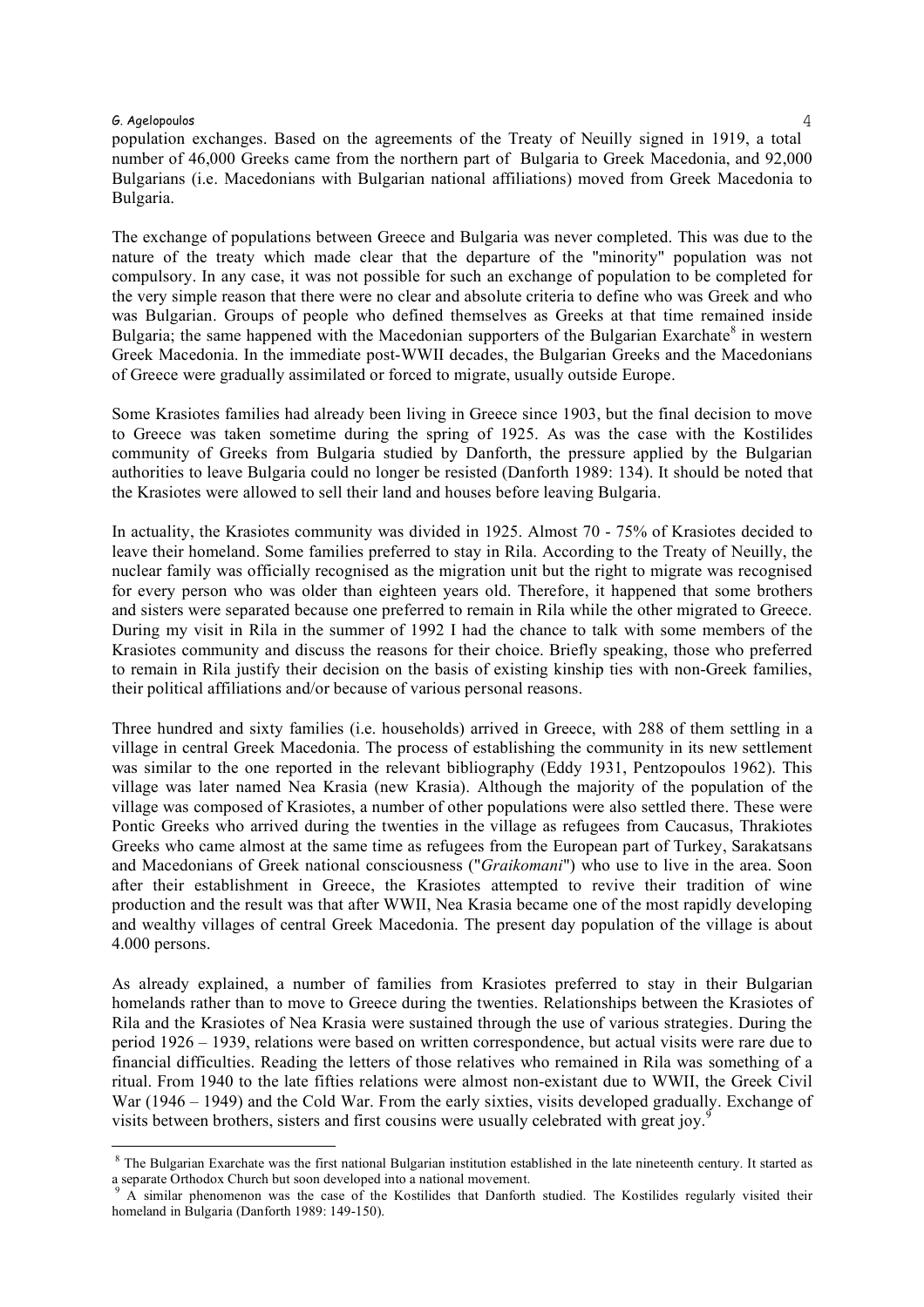population exchanges. Based on the agreements of the Treaty of Neuilly signed in 1919, a total number of 46,000 Greeks came from the northern part of Bulgaria to Greek Macedonia, and 92,000 Bulgarians (i.e. Macedonians with Bulgarian national affiliations) moved from Greek Macedonia to Bulgaria.

The exchange of populations between Greece and Bulgaria was never completed. This was due to the nature of the treaty which made clear that the departure of the "minority" population was not compulsory. In any case, it was not possible for such an exchange of population to be completed for the very simple reason that there were no clear and absolute criteria to define who was Greek and who was Bulgarian. Groups of people who defined themselves as Greeks at that time remained inside Bulgaria; the same happened with the Macedonian supporters of the Bulgarian Exarchate[8] in western Greek Macedonia. In the immediate post-WWII decades, the Bulgarian Greeks and the Macedonians of Greece were gradually assimilated or forced to migrate, usually outside Europe.

Some Krasiotes families had already been living in Greece since 1903, but the final decision to move to Greece was taken sometime during the spring of 1925. As was the case with the Kostilides community of Greeks from Bulgaria studied by Danforth, the pressure applied by the Bulgarian authorities to leave Bulgaria could no longer be resisted (Danforth 1989: 134). It should be noted that the Krasiotes were allowed to sell their land and houses before leaving Bulgaria.

In actuality, the Krasiotes community was divided in 1925. Almost 70 - 75% of Krasiotes decided to leave their homeland. Some families preferred to stay in Rila. According to the Treaty of Neuilly, the nuclear family was officially recognised as the migration unit but the right to migrate was recognised for every person who was older than eighteen years old. Therefore, it happened that some brothers and sisters were separated because one preferred to remain in Rila while the other migrated to Greece. During my visit in Rila in the summer of 1992 I had the chance to talk with some members of the Krasiotes community and discuss the reasons for their choice. Briefly speaking, those who preferred to remain in Rila justify their decision on the basis of existing kinship ties with non-Greek families, their political affiliations and/or because of various personal reasons.

Three hundred and sixty families (i.e. households) arrived in Greece, with 288 of them settling in a village in central Greek Macedonia. The process of establishing the community in its new settlement was similar to the one reported in the relevant bibliography (Eddy 1931, Pentzopoulos 1962). This village was later named Nea Krasia (new Krasia). Although the majority of the population of the village was composed of Krasiotes, a number of other populations were also settled there. These were Pontic Greeks who arrived during the twenties in the village as refugees from Caucasus, Thrakiotes Greeks who came almost at the same time as refugees from the European part of Turkey, Sarakatsans and Macedonians of Greek national consciousness ("*Graikomani*") who use to live in the area. Soon after their establishment in Greece, the Krasiotes attempted to revive their tradition of wine production and the result was that after WWII, Nea Krasia became one of the most rapidly developing and wealthy villages of central Greek Macedonia. The present day population of the village is about 4.000 persons.

As already explained, a number of families from Krasiotes preferred to stay in their Bulgarian homelands rather than to move to Greece during the twenties. Relationships between the Krasiotes of Rila and the Krasiotes of Nea Krasia were sustained through the use of various strategies. During the period 1926 – 1939, relations were based on written correspondence, but actual visits were rare due to financial difficulties. Reading the letters of those relatives who remained in Rila was something of a ritual. From 1940 to the late fifties relations were almost non-existant due to WWII, the Greek Civil War (1946 – 1949) and the Cold War. From the early sixties, visits developed gradually. Exchange of visits between brothers, sisters and first cousins were usually celebrated with great joy.[9]

[8] The Bulgarian Exarchate was the first national Bulgarian institution established in the late nineteenth century. It started as a separate Orthodox Church but soon developed into a national movement.

[9] A similar phenomenon was the case of the Kostilides that Danforth studied. The Kostilides regularly visited their homeland in Bulgaria (Danforth 1989: 149-150).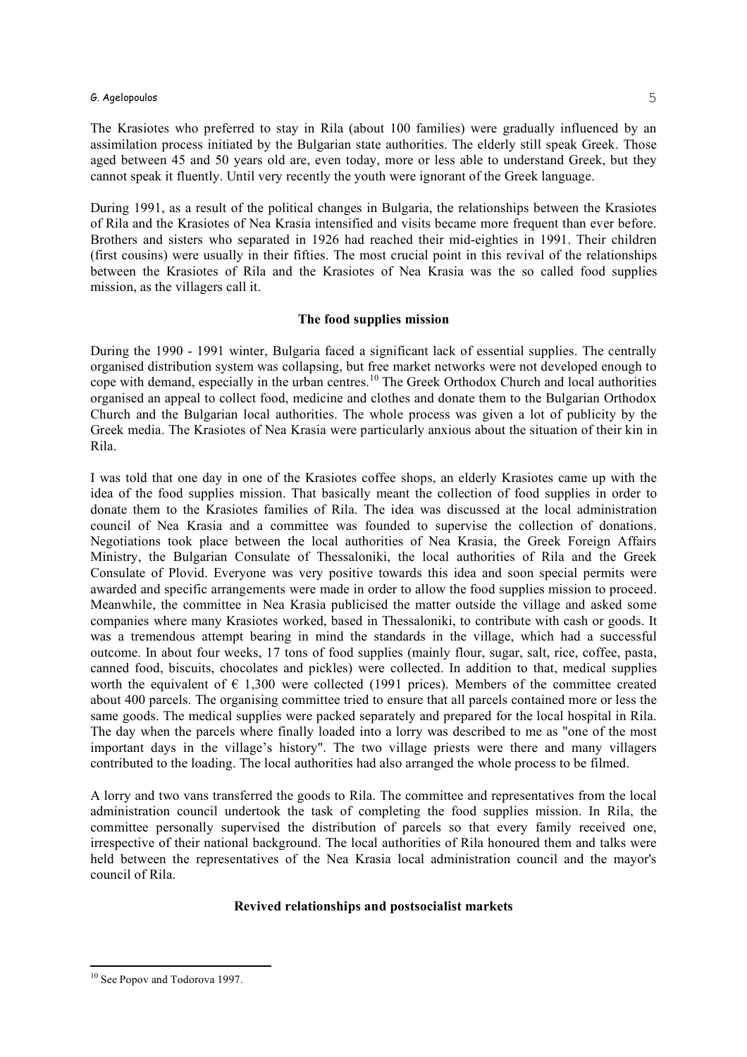The Krasiotes who preferred to stay in Rila (about 100 families) were gradually influenced by an assimilation process initiated by the Bulgarian state authorities. The elderly still speak Greek. Those aged between 45 and 50 years old are, even today, more or less able to understand Greek, but they cannot speak it fluently. Until very recently the youth were ignorant of the Greek language.

During 1991, as a result of the political changes in Bulgaria, the relationships between the Krasiotes of Rila and the Krasiotes of Nea Krasia intensified and visits became more frequent than ever before. Brothers and sisters who separated in 1926 had reached their mid-eighties in 1991. Their children (first cousins) were usually in their fifties. The most crucial point in this revival of the relationships between the Krasiotes of Rila and the Krasiotes of Nea Krasia was the so called food supplies mission, as the villagers call it.

### The food supplies mission

During the 1990 - 1991 winter, Bulgaria faced a significant lack of essential supplies. The centrally organised distribution system was collapsing, but free market networks were not developed enough to cope with demand, especially in the urban centres.[10] The Greek Orthodox Church and local authorities organised an appeal to collect food, medicine and clothes and donate them to the Bulgarian Orthodox Church and the Bulgarian local authorities. The whole process was given a lot of publicity by the Greek media. The Krasiotes of Nea Krasia were particularly anxious about the situation of their kin in Rila.

I was told that one day in one of the Krasiotes coffee shops, an elderly Krasiotes came up with the idea of the food supplies mission. That basically meant the collection of food supplies in order to donate them to the Krasiotes families of Rila. The idea was discussed at the local administration council of Nea Krasia and a committee was founded to supervise the collection of donations. Negotiations took place between the local authorities of Nea Krasia, the Greek Foreign Affairs Ministry, the Bulgarian Consulate of Thessaloniki, the local authorities of Rila and the Greek Consulate of Plovid. Everyone was very positive towards this idea and soon special permits were awarded and specific arrangements were made in order to allow the food supplies mission to proceed. Meanwhile, the committee in Nea Krasia publicised the matter outside the village and asked some companies where many Krasiotes worked, based in Thessaloniki, to contribute with cash or goods. It was a tremendous attempt bearing in mind the standards in the village, which had a successful outcome. In about four weeks, 17 tons of food supplies (mainly flour, sugar, salt, rice, coffee, pasta, canned food, biscuits, chocolates and pickles) were collected. In addition to that, medical supplies worth the equivalent of € 1,300 were collected (1991 prices). Members of the committee created about 400 parcels. The organising committee tried to ensure that all parcels contained more or less the same goods. The medical supplies were packed separately and prepared for the local hospital in Rila. The day when the parcels where finally loaded into a lorry was described to me as "one of the most important days in the village's history". The two village priests were there and many villagers contributed to the loading. The local authorities had also arranged the whole process to be filmed.

A lorry and two vans transferred the goods to Rila. The committee and representatives from the local administration council undertook the task of completing the food supplies mission. In Rila, the committee personally supervised the distribution of parcels so that every family received one, irrespective of their national background. The local authorities of Rila honoured them and talks were held between the representatives of the Nea Krasia local administration council and the mayor's council of Rila.

### Revived relationships and postsocialist markets

---

[10] See Popov and Todorova 1997.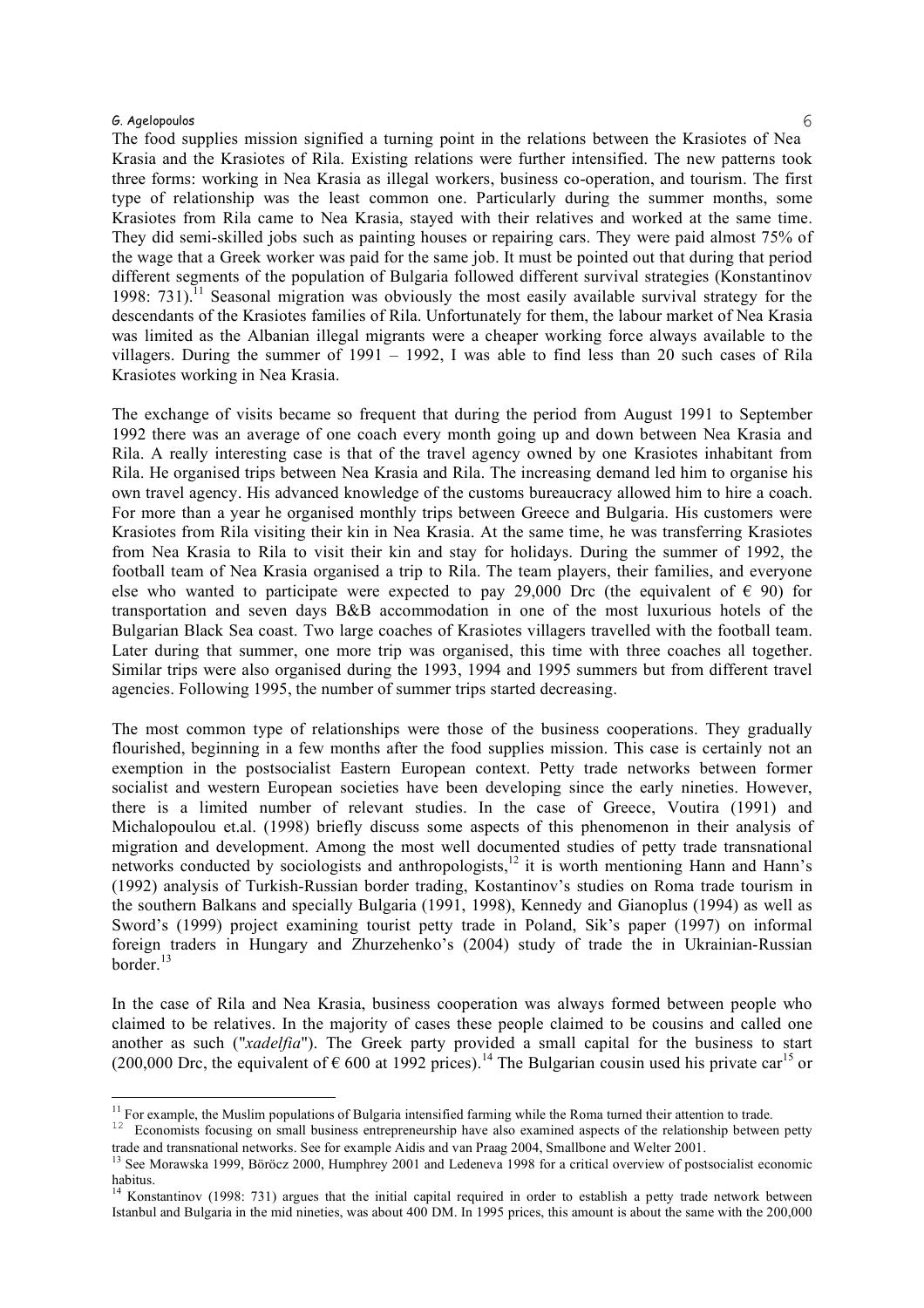The food supplies mission signified a turning point in the relations between the Krasiotes of Nea Krasia and the Krasiotes of Rila. Existing relations were further intensified. The new patterns took three forms: working in Nea Krasia as illegal workers, business co-operation, and tourism. The first type of relationship was the least common one. Particularly during the summer months, some Krasiotes from Rila came to Nea Krasia, stayed with their relatives and worked at the same time. They did semi-skilled jobs such as painting houses or repairing cars. They were paid almost 75% of the wage that a Greek worker was paid for the same job. It must be pointed out that during that period different segments of the population of Bulgaria followed different survival strategies (Konstantinov 1998: 731).[11] Seasonal migration was obviously the most easily available survival strategy for the descendants of the Krasiotes families of Rila. Unfortunately for them, the labour market of Nea Krasia was limited as the Albanian illegal migrants were a cheaper working force always available to the villagers. During the summer of 1991 – 1992, I was able to find less than 20 such cases of Rila Krasiotes working in Nea Krasia.

The exchange of visits became so frequent that during the period from August 1991 to September 1992 there was an average of one coach every month going up and down between Nea Krasia and Rila. A really interesting case is that of the travel agency owned by one Krasiotes inhabitant from Rila. He organised trips between Nea Krasia and Rila. The increasing demand led him to organise his own travel agency. His advanced knowledge of the customs bureaucracy allowed him to hire a coach. For more than a year he organised monthly trips between Greece and Bulgaria. His customers were Krasiotes from Rila visiting their kin in Nea Krasia. At the same time, he was transferring Krasiotes from Nea Krasia to Rila to visit their kin and stay for holidays. During the summer of 1992, the football team of Nea Krasia organised a trip to Rila. The team players, their families, and everyone else who wanted to participate were expected to pay 29,000 Drc (the equivalent of € 90) for transportation and seven days B&B accommodation in one of the most luxurious hotels of the Bulgarian Black Sea coast. Two large coaches of Krasiotes villagers travelled with the football team. Later during that summer, one more trip was organised, this time with three coaches all together. Similar trips were also organised during the 1993, 1994 and 1995 summers but from different travel agencies. Following 1995, the number of summer trips started decreasing.

The most common type of relationships were those of the business cooperations. They gradually flourished, beginning in a few months after the food supplies mission. This case is certainly not an exemption in the postsocialist Eastern European context. Petty trade networks between former socialist and western European societies have been developing since the early nineties. However, there is a limited number of relevant studies. In the case of Greece, Voutira (1991) and Michalopoulou et.al. (1998) briefly discuss some aspects of this phenomenon in their analysis of migration and development. Among the most well documented studies of petty trade transnational networks conducted by sociologists and anthropologists,[12] it is worth mentioning Hann and Hann's (1992) analysis of Turkish-Russian border trading, Kostantinov's studies on Roma trade tourism in the southern Balkans and specially Bulgaria (1991, 1998), Kennedy and Gianoplus (1994) as well as Sword's (1999) project examining tourist petty trade in Poland, Sik's paper (1997) on informal foreign traders in Hungary and Zhurzehenko's (2004) study of trade the in Ukrainian-Russian border.[13]

In the case of Rila and Nea Krasia, business cooperation was always formed between people who claimed to be relatives. In the majority of cases these people claimed to be cousins and called one another as such ("*xadelfia*"). The Greek party provided a small capital for the business to start (200,000 Drc, the equivalent of € 600 at 1992 prices).[14] The Bulgarian cousin used his private car[15] or

---

[11] For example, the Muslim populations of Bulgaria intensified farming while the Roma turned their attention to trade.

[12] Economists focusing on small business entrepreneurship have also examined aspects of the relationship between petty trade and transnational networks. See for example Aidis and van Praag 2004, Smallbone and Welter 2001.

[13] See Morawska 1999, Böröcz 2000, Humphrey 2001 and Ledeneva 1998 for a critical overview of postsocialist economic habitus.

[14] Konstantinov (1998: 731) argues that the initial capital required in order to establish a petty trade network between Istanbul and Bulgaria in the mid nineties, was about 400 DM. In 1995 prices, this amount is about the same with the 200,000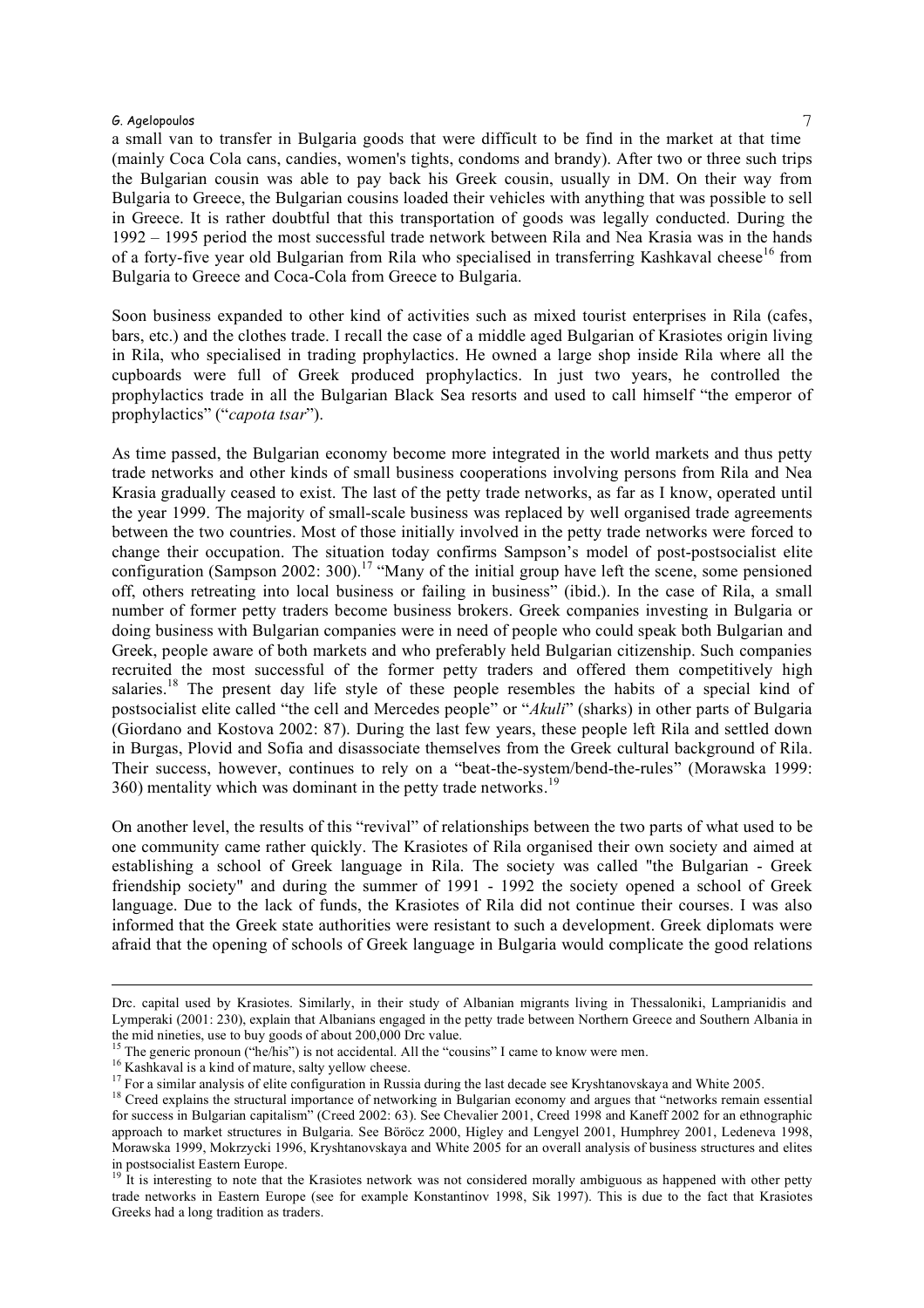a small van to transfer in Bulgaria goods that were difficult to be find in the market at that time (mainly Coca Cola cans, candies, women's tights, condoms and brandy). After two or three such trips the Bulgarian cousin was able to pay back his Greek cousin, usually in DM. On their way from Bulgaria to Greece, the Bulgarian cousins loaded their vehicles with anything that was possible to sell in Greece. It is rather doubtful that this transportation of goods was legally conducted. During the 1992 – 1995 period the most successful trade network between Rila and Nea Krasia was in the hands of a forty-five year old Bulgarian from Rila who specialised in transferring Kashkaval cheese[16] from Bulgaria to Greece and Coca-Cola from Greece to Bulgaria.

Soon business expanded to other kind of activities such as mixed tourist enterprises in Rila (cafes, bars, etc.) and the clothes trade. I recall the case of a middle aged Bulgarian of Krasiotes origin living in Rila, who specialised in trading prophylactics. He owned a large shop inside Rila where all the cupboards were full of Greek produced prophylactics. In just two years, he controlled the prophylactics trade in all the Bulgarian Black Sea resorts and used to call himself "the emperor of prophylactics" ("*capota tsar*").

As time passed, the Bulgarian economy become more integrated in the world markets and thus petty trade networks and other kinds of small business cooperations involving persons from Rila and Nea Krasia gradually ceased to exist. The last of the petty trade networks, as far as I know, operated until the year 1999. The majority of small-scale business was replaced by well organised trade agreements between the two countries. Most of those initially involved in the petty trade networks were forced to change their occupation. The situation today confirms Sampson's model of post-postsocialist elite configuration (Sampson 2002: 300).[17] "Many of the initial group have left the scene, some pensioned off, others retreating into local business or failing in business" (ibid.). In the case of Rila, a small number of former petty traders become business brokers. Greek companies investing in Bulgaria or doing business with Bulgarian companies were in need of people who could speak both Bulgarian and Greek, people aware of both markets and who preferably held Bulgarian citizenship. Such companies recruited the most successful of the former petty traders and offered them competitively high salaries.[18] The present day life style of these people resembles the habits of a special kind of postsocialist elite called "the cell and Mercedes people" or "*Akuli*" (sharks) in other parts of Bulgaria (Giordano and Kostova 2002: 87). During the last few years, these people left Rila and settled down in Burgas, Plovid and Sofia and disassociate themselves from the Greek cultural background of Rila. Their success, however, continues to rely on a "beat-the-system/bend-the-rules" (Morawska 1999: 360) mentality which was dominant in the petty trade networks.[19]

On another level, the results of this "revival" of relationships between the two parts of what used to be one community came rather quickly. The Krasiotes of Rila organised their own society and aimed at establishing a school of Greek language in Rila. The society was called "the Bulgarian - Greek friendship society" and during the summer of 1991 - 1992 the society opened a school of Greek language. Due to the lack of funds, the Krasiotes of Rila did not continue their courses. I was also informed that the Greek state authorities were resistant to such a development. Greek diplomats were afraid that the opening of schools of Greek language in Bulgaria would complicate the good relations

---

Drc. capital used by Krasiotes. Similarly, in their study of Albanian migrants living in Thessaloniki, Lamprianidis and Lymperaki (2001: 230), explain that Albanians engaged in the petty trade between Northern Greece and Southern Albania in the mid nineties, use to buy goods of about 200,000 Drc value.

[15] The generic pronoun ("he/his") is not accidental. All the "cousins" I came to know were men.

[16] Kashkaval is a kind of mature, salty yellow cheese.

[17] For a similar analysis of elite configuration in Russia during the last decade see Kryshtanovskaya and White 2005.

[18] Creed explains the structural importance of networking in Bulgarian economy and argues that "networks remain essential for success in Bulgarian capitalism" (Creed 2002: 63). See Chevalier 2001, Creed 1998 and Kaneff 2002 for an ethnographic approach to market structures in Bulgaria. See Böröcz 2000, Higley and Lengyel 2001, Humphrey 2001, Ledeneva 1998, Morawska 1999, Mokrzycki 1996, Kryshtanovskaya and White 2005 for an overall analysis of business structures and elites in postsocialist Eastern Europe.

[19] It is interesting to note that the Krasiotes network was not considered morally ambiguous as happened with other petty trade networks in Eastern Europe (see for example Konstantinov 1998, Sik 1997). This is due to the fact that Krasiotes Greeks had a long tradition as traders.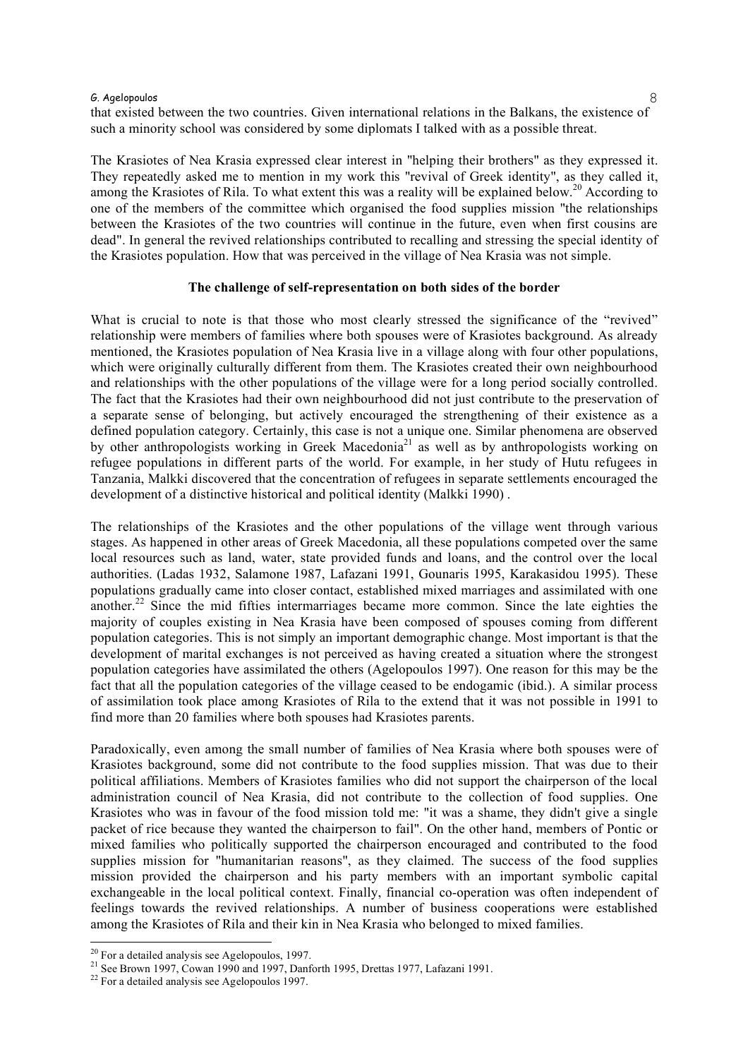that existed between the two countries. Given international relations in the Balkans, the existence of such a minority school was considered by some diplomats I talked with as a possible threat.

The Krasiotes of Nea Krasia expressed clear interest in "helping their brothers" as they expressed it. They repeatedly asked me to mention in my work this "revival of Greek identity", as they called it, among the Krasiotes of Rila. To what extent this was a reality will be explained below.[20] According to one of the members of the committee which organised the food supplies mission "the relationships between the Krasiotes of the two countries will continue in the future, even when first cousins are dead". In general the revived relationships contributed to recalling and stressing the special identity of the Krasiotes population. How that was perceived in the village of Nea Krasia was not simple.

**The challenge of self-representation on both sides of the border**

What is crucial to note is that those who most clearly stressed the significance of the "revived" relationship were members of families where both spouses were of Krasiotes background. As already mentioned, the Krasiotes population of Nea Krasia live in a village along with four other populations, which were originally culturally different from them. The Krasiotes created their own neighbourhood and relationships with the other populations of the village were for a long period socially controlled. The fact that the Krasiotes had their own neighbourhood did not just contribute to the preservation of a separate sense of belonging, but actively encouraged the strengthening of their existence as a defined population category. Certainly, this case is not a unique one. Similar phenomena are observed by other anthropologists working in Greek Macedonia[21] as well as by anthropologists working on refugee populations in different parts of the world. For example, in her study of Hutu refugees in Tanzania, Malkki discovered that the concentration of refugees in separate settlements encouraged the development of a distinctive historical and political identity (Malkki 1990) .

The relationships of the Krasiotes and the other populations of the village went through various stages. As happened in other areas of Greek Macedonia, all these populations competed over the same local resources such as land, water, state provided funds and loans, and the control over the local authorities. (Ladas 1932, Salamone 1987, Lafazani 1991, Gounaris 1995, Karakasidou 1995). These populations gradually came into closer contact, established mixed marriages and assimilated with one another.[22] Since the mid fifties intermarriages became more common. Since the late eighties the majority of couples existing in Nea Krasia have been composed of spouses coming from different population categories. This is not simply an important demographic change. Most important is that the development of marital exchanges is not perceived as having created a situation where the strongest population categories have assimilated the others (Agelopoulos 1997). One reason for this may be the fact that all the population categories of the village ceased to be endogamic (ibid.). A similar process of assimilation took place among Krasiotes of Rila to the extend that it was not possible in 1991 to find more than 20 families where both spouses had Krasiotes parents.

Paradoxically, even among the small number of families of Nea Krasia where both spouses were of Krasiotes background, some did not contribute to the food supplies mission. That was due to their political affiliations. Members of Krasiotes families who did not support the chairperson of the local administration council of Nea Krasia, did not contribute to the collection of food supplies. One Krasiotes who was in favour of the food mission told me: "it was a shame, they didn't give a single packet of rice because they wanted the chairperson to fail". On the other hand, members of Pontic or mixed families who politically supported the chairperson encouraged and contributed to the food supplies mission for "humanitarian reasons", as they claimed. The success of the food supplies mission provided the chairperson and his party members with an important symbolic capital exchangeable in the local political context. Finally, financial co-operation was often independent of feelings towards the revived relationships. A number of business cooperations were established among the Krasiotes of Rila and their kin in Nea Krasia who belonged to mixed families.

---

[20] For a detailed analysis see Agelopoulos, 1997.

[21] See Brown 1997, Cowan 1990 and 1997, Danforth 1995, Drettas 1977, Lafazani 1991.

[22] For a detailed analysis see Agelopoulos 1997.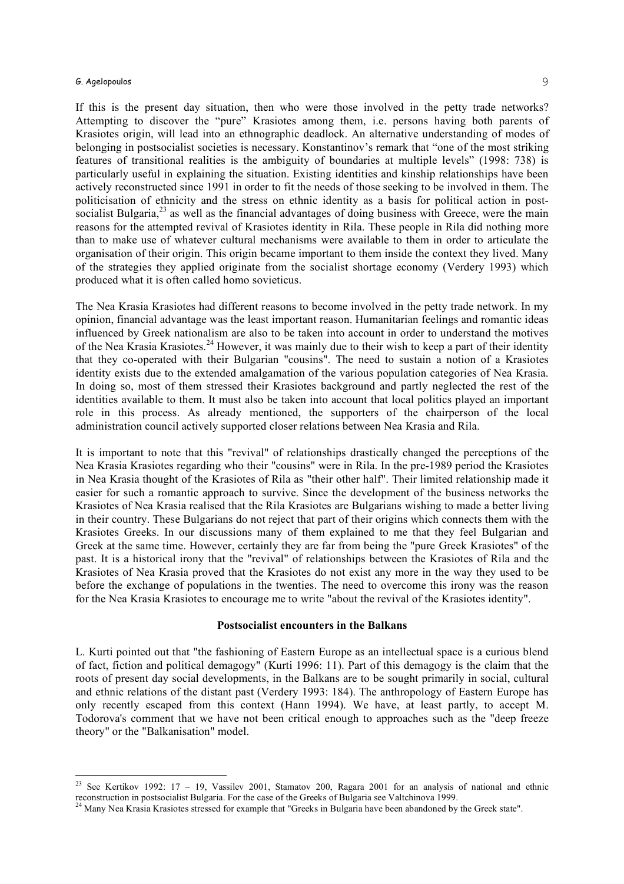If this is the present day situation, then who were those involved in the petty trade networks? Attempting to discover the "pure" Krasiotes among them, i.e. persons having both parents of Krasiotes origin, will lead into an ethnographic deadlock. An alternative understanding of modes of belonging in postsocialist societies is necessary. Konstantinov's remark that "one of the most striking features of transitional realities is the ambiguity of boundaries at multiple levels" (1998: 738) is particularly useful in explaining the situation. Existing identities and kinship relationships have been actively reconstructed since 1991 in order to fit the needs of those seeking to be involved in them. The politicisation of ethnicity and the stress on ethnic identity as a basis for political action in post-socialist Bulgaria,[23] as well as the financial advantages of doing business with Greece, were the main reasons for the attempted revival of Krasiotes identity in Rila. These people in Rila did nothing more than to make use of whatever cultural mechanisms were available to them in order to articulate the organisation of their origin. This origin became important to them inside the context they lived. Many of the strategies they applied originate from the socialist shortage economy (Verdery 1993) which produced what it is often called homo sovieticus.

The Nea Krasia Krasiotes had different reasons to become involved in the petty trade network. In my opinion, financial advantage was the least important reason. Humanitarian feelings and romantic ideas influenced by Greek nationalism are also to be taken into account in order to understand the motives of the Nea Krasia Krasiotes.[24] However, it was mainly due to their wish to keep a part of their identity that they co-operated with their Bulgarian "cousins". The need to sustain a notion of a Krasiotes identity exists due to the extended amalgamation of the various population categories of Nea Krasia. In doing so, most of them stressed their Krasiotes background and partly neglected the rest of the identities available to them. It must also be taken into account that local politics played an important role in this process. As already mentioned, the supporters of the chairperson of the local administration council actively supported closer relations between Nea Krasia and Rila.

It is important to note that this "revival" of relationships drastically changed the perceptions of the Nea Krasia Krasiotes regarding who their "cousins" were in Rila. In the pre-1989 period the Krasiotes in Nea Krasia thought of the Krasiotes of Rila as "their other half". Their limited relationship made it easier for such a romantic approach to survive. Since the development of the business networks the Krasiotes of Nea Krasia realised that the Rila Krasiotes are Bulgarians wishing to made a better living in their country. These Bulgarians do not reject that part of their origins which connects them with the Krasiotes Greeks. In our discussions many of them explained to me that they feel Bulgarian and Greek at the same time. However, certainly they are far from being the "pure Greek Krasiotes" of the past. It is a historical irony that the "revival" of relationships between the Krasiotes of Rila and the Krasiotes of Nea Krasia proved that the Krasiotes do not exist any more in the way they used to be before the exchange of populations in the twenties. The need to overcome this irony was the reason for the Nea Krasia Krasiotes to encourage me to write "about the revival of the Krasiotes identity".

## Postsocialist encounters in the Balkans

L. Kurti pointed out that "the fashioning of Eastern Europe as an intellectual space is a curious blend of fact, fiction and political demagogy" (Kurti 1996: 11). Part of this demagogy is the claim that the roots of present day social developments, in the Balkans are to be sought primarily in social, cultural and ethnic relations of the distant past (Verdery 1993: 184). The anthropology of Eastern Europe has only recently escaped from this context (Hann 1994). We have, at least partly, to accept M. Todorova's comment that we have not been critical enough to approaches such as the "deep freeze theory" or the "Balkanisation" model.

---

[23] See Kertikov 1992: 17 – 19, Vassilev 2001, Stamatov 200, Ragara 2001 for an analysis of national and ethnic reconstruction in postsocialist Bulgaria. For the case of the Greeks of Bulgaria see Valtchinova 1999.

[24] Many Nea Krasia Krasiotes stressed for example that "Greeks in Bulgaria have been abandoned by the Greek state".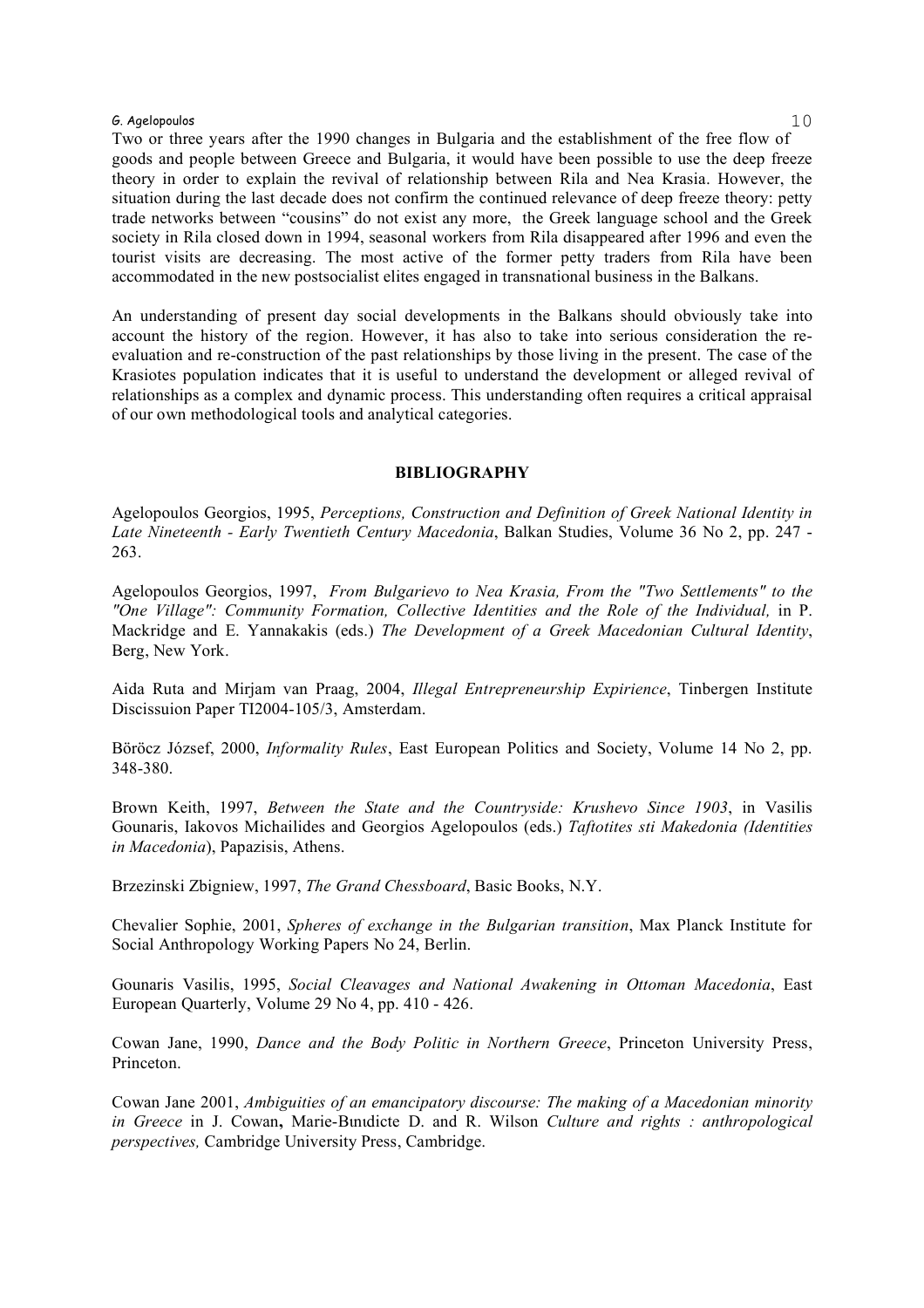Two or three years after the 1990 changes in Bulgaria and the establishment of the free flow of goods and people between Greece and Bulgaria, it would have been possible to use the deep freeze theory in order to explain the revival of relationship between Rila and Nea Krasia. However, the situation during the last decade does not confirm the continued relevance of deep freeze theory: petty trade networks between "cousins" do not exist any more, the Greek language school and the Greek society in Rila closed down in 1994, seasonal workers from Rila disappeared after 1996 and even the tourist visits are decreasing. The most active of the former petty traders from Rila have been accommodated in the new postsocialist elites engaged in transnational business in the Balkans.

An understanding of present day social developments in the Balkans should obviously take into account the history of the region. However, it has also to take into serious consideration the re-evaluation and re-construction of the past relationships by those living in the present. The case of the Krasiotes population indicates that it is useful to understand the development or alleged revival of relationships as a complex and dynamic process. This understanding often requires a critical appraisal of our own methodological tools and analytical categories.

## BIBLIOGRAPHY

Agelopoulos Georgios, 1995, *Perceptions, Construction and Definition of Greek National Identity in Late Nineteenth - Early Twentieth Century Macedonia*, Balkan Studies, Volume 36 No 2, pp. 247 - 263.

Agelopoulos Georgios, 1997, *From Bulgarievo to Nea Krasia, From the "Two Settlements" to the "One Village": Community Formation, Collective Identities and the Role of the Individual,* in P. Mackridge and E. Yannakakis (eds.) *The Development of a Greek Macedonian Cultural Identity*, Berg, New York.

Aida Ruta and Mirjam van Praag, 2004, *Illegal Entrepreneurship Expirience*, Tinbergen Institute Discissuion Paper TI2004-105/3, Amsterdam.

Böröcz József, 2000, *Informality Rules*, East European Politics and Society, Volume 14 No 2, pp. 348-380.

Brown Keith, 1997, *Between the State and the Countryside: Krushevo Since 1903*, in Vasilis Gounaris, Iakovos Michailides and Georgios Agelopoulos (eds.) *Taftotites sti Makedonia (Identities in Macedonia*), Papazisis, Athens.

Brzezinski Zbigniew, 1997, *The Grand Chessboard*, Basic Books, N.Y.

Chevalier Sophie, 2001, *Spheres of exchange in the Bulgarian transition*, Max Planck Institute for Social Anthropology Working Papers No 24, Berlin.

Gounaris Vasilis, 1995, *Social Cleavages and National Awakening in Ottoman Macedonia*, East European Quarterly, Volume 29 No 4, pp. 410 - 426.

Cowan Jane, 1990, *Dance and the Body Politic in Northern Greece*, Princeton University Press, Princeton.

Cowan Jane 2001, *Ambiguities of an emancipatory discourse: The making of a Macedonian minority in Greece* in J. Cowan**,** Marie-Bınıdicte D. and R. Wilson *Culture and rights : anthropological perspectives,* Cambridge University Press, Cambridge.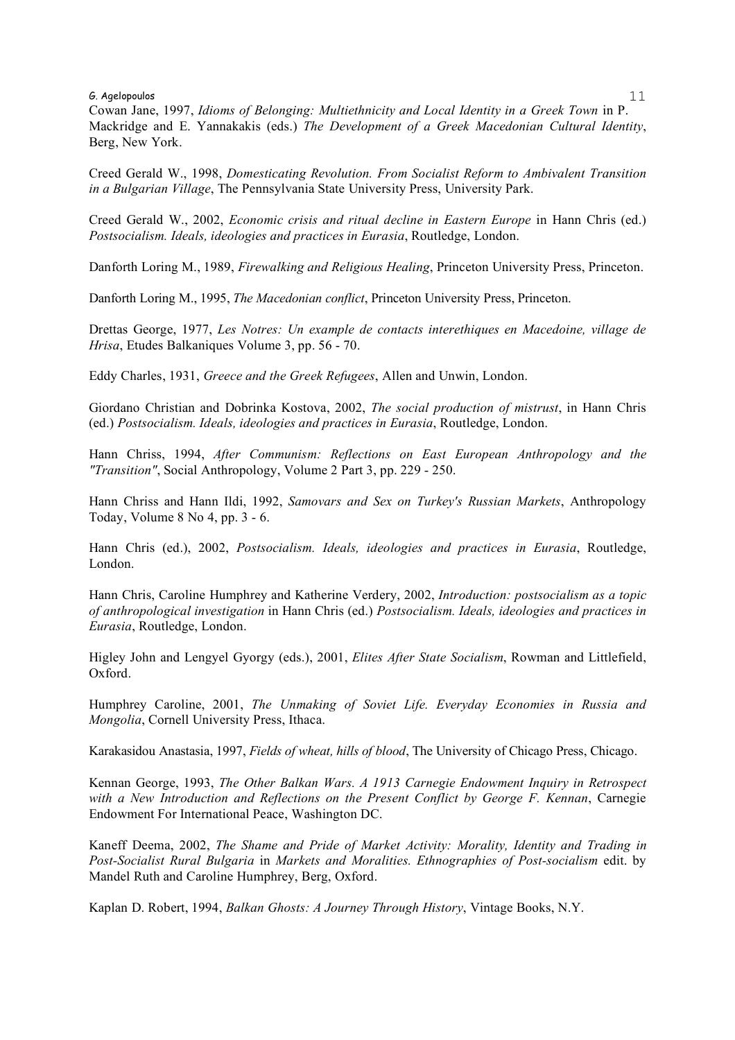Cowan Jane, 1997, *Idioms of Belonging: Multiethnicity and Local Identity in a Greek Town* in P. Mackridge and E. Yannakakis (eds.) *The Development of a Greek Macedonian Cultural Identity*, Berg, New York.

Creed Gerald W., 1998, *Domesticating Revolution. From Socialist Reform to Ambivalent Transition in a Bulgarian Village*, The Pennsylvania State University Press, University Park.

Creed Gerald W., 2002, *Economic crisis and ritual decline in Eastern Europe* in Hann Chris (ed.) *Postsocialism. Ideals, ideologies and practices in Eurasia*, Routledge, London.

Danforth Loring M., 1989, *Firewalking and Religious Healing*, Princeton University Press, Princeton.

Danforth Loring M., 1995, *The Macedonian conflict*, Princeton University Press, Princeton.

Drettas George, 1977, *Les Notres: Un example de contacts interethiques en Macedoine, village de Hrisa*, Etudes Balkaniques Volume 3, pp. 56 - 70.

Eddy Charles, 1931, *Greece and the Greek Refugees*, Allen and Unwin, London.

Giordano Christian and Dobrinka Kostova, 2002, *The social production of mistrust*, in Hann Chris (ed.) *Postsocialism. Ideals, ideologies and practices in Eurasia*, Routledge, London.

Hann Chriss, 1994, *After Communism: Reflections on East European Anthropology and the "Transition"*, Social Anthropology, Volume 2 Part 3, pp. 229 - 250.

Hann Chriss and Hann Ildi, 1992, *Samovars and Sex on Turkey's Russian Markets*, Anthropology Today, Volume 8 No 4, pp. 3 - 6.

Hann Chris (ed.), 2002, *Postsocialism. Ideals, ideologies and practices in Eurasia*, Routledge, London.

Hann Chris, Caroline Humphrey and Katherine Verdery, 2002, *Introduction: postsocialism as a topic of anthropological investigation* in Hann Chris (ed.) *Postsocialism. Ideals, ideologies and practices in Eurasia*, Routledge, London.

Higley John and Lengyel Gyorgy (eds.), 2001, *Elites After State Socialism*, Rowman and Littlefield, Oxford.

Humphrey Caroline, 2001, *The Unmaking of Soviet Life. Everyday Economies in Russia and Mongolia*, Cornell University Press, Ithaca.

Karakasidou Anastasia, 1997, *Fields of wheat, hills of blood*, The University of Chicago Press, Chicago.

Kennan George, 1993, *The Other Balkan Wars. A 1913 Carnegie Endowment Inquiry in Retrospect with a New Introduction and Reflections on the Present Conflict by George F. Kennan*, Carnegie Endowment For International Peace, Washington DC.

Kaneff Deema, 2002, *The Shame and Pride of Market Activity: Morality, Identity and Trading in Post-Socialist Rural Bulgaria* in *Markets and Moralities. Ethnographies of Post-socialism* edit. by Mandel Ruth and Caroline Humphrey, Berg, Oxford.

Kaplan D. Robert, 1994, *Balkan Ghosts: A Journey Through History*, Vintage Books, N.Y.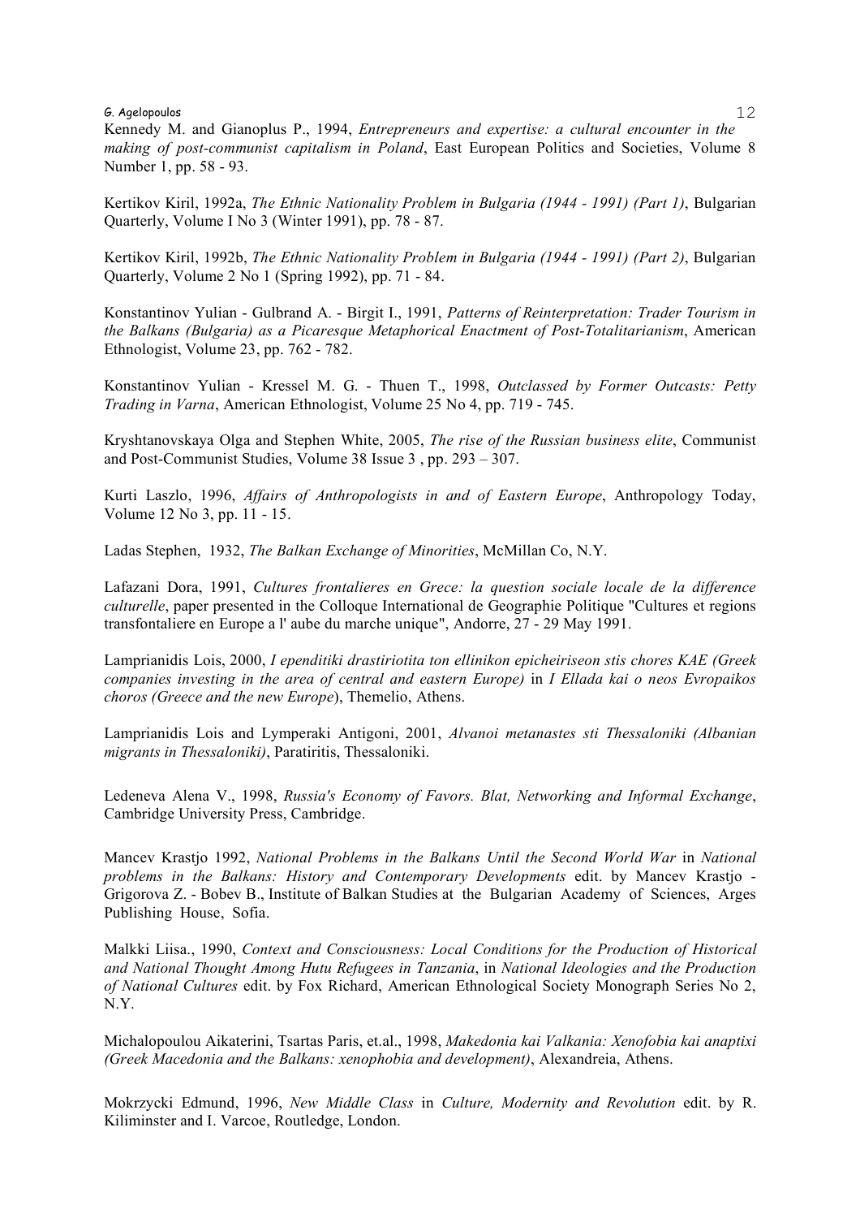Kennedy M. and Gianoplus P., 1994, *Entrepreneurs and expertise: a cultural encounter in the making of post-communist capitalism in Poland*, East European Politics and Societies, Volume 8 Number 1, pp. 58 - 93.

Kertikov Kiril, 1992a, *The Ethnic Nationality Problem in Bulgaria (1944 - 1991) (Part 1)*, Bulgarian Quarterly, Volume I No 3 (Winter 1991), pp. 78 - 87.

Kertikov Kiril, 1992b, *The Ethnic Nationality Problem in Bulgaria (1944 - 1991) (Part 2)*, Bulgarian Quarterly, Volume 2 No 1 (Spring 1992), pp. 71 - 84.

Konstantinov Yulian - Gulbrand A. - Birgit I., 1991, *Patterns of Reinterpretation: Trader Tourism in the Balkans (Bulgaria) as a Picaresque Metaphorical Enactment of Post-Totalitarianism*, American Ethnologist, Volume 23, pp. 762 - 782.

Konstantinov Yulian - Kressel M. G. - Thuen T., 1998, *Outclassed by Former Outcasts: Petty Trading in Varna*, American Ethnologist, Volume 25 No 4, pp. 719 - 745.

Kryshtanovskaya Olga and Stephen White, 2005, *The rise of the Russian business elite*, Communist and Post-Communist Studies, Volume 38 Issue 3 , pp. 293 – 307.

Kurti Laszlo, 1996, *Affairs of Anthropologists in and of Eastern Europe*, Anthropology Today, Volume 12 No 3, pp. 11 - 15.

Ladas Stephen, 1932, *The Balkan Exchange of Minorities*, McMillan Co, N.Y.

Lafazani Dora, 1991, *Cultures frontalieres en Grece: la question sociale locale de la difference culturelle*, paper presented in the Colloque International de Geographie Politique "Cultures et regions transfontaliere en Europe a l' aube du marche unique", Andorre, 27 - 29 May 1991.

Lamprianidis Lois, 2000, *I ependitiki drastiriotita ton ellinikon epicheiriseon stis chores KAE (Greek companies investing in the area of central and eastern Europe)* in *I Ellada kai o neos Evropaikos choros (Greece and the new Europe)*, Themelio, Athens.

Lamprianidis Lois and Lymperaki Antigoni, 2001, *Alvanoi metanastes sti Thessaloniki (Albanian migrants in Thessaloniki)*, Paratiritis, Thessaloniki.

Ledeneva Alena V., 1998, *Russia's Economy of Favors. Blat, Networking and Informal Exchange*, Cambridge University Press, Cambridge.

Mancev Krastjo 1992, *National Problems in the Balkans Until the Second World War* in *National problems in the Balkans: History and Contemporary Developments* edit. by Mancev Krastjo - Grigorova Z. - Bobev B., Institute of Balkan Studies at the Bulgarian Academy of Sciences, Arges Publishing House, Sofia.

Malkki Liisa., 1990, *Context and Consciousness: Local Conditions for the Production of Historical and National Thought Among Hutu Refugees in Tanzania*, in *National Ideologies and the Production of National Cultures* edit. by Fox Richard, American Ethnological Society Monograph Series No 2, N.Y.

Michalopoulou Aikaterini, Tsartas Paris, et.al., 1998, *Makedonia kai Valkania: Xenofobia kai anaptixi (Greek Macedonia and the Balkans: xenophobia and development)*, Alexandreia, Athens.

Mokrzycki Edmund, 1996, *New Middle Class* in *Culture, Modernity and Revolution* edit. by R. Kiliminster and I. Varcoe, Routledge, London.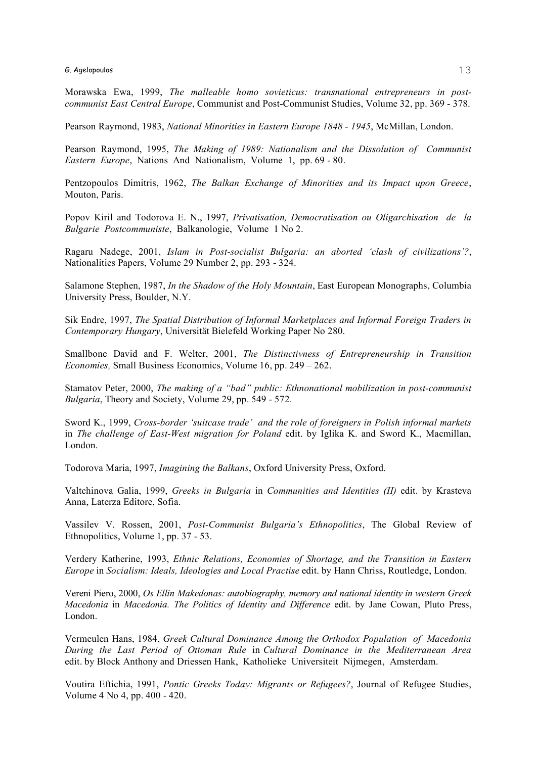Morawska Ewa, 1999, *The malleable homo sovieticus: transnational entrepreneurs in post-communist East Central Europe*, Communist and Post-Communist Studies, Volume 32, pp. 369 - 378.

Pearson Raymond, 1983, *National Minorities in Eastern Europe 1848 - 1945*, McMillan, London.

Pearson Raymond, 1995, *The Making of 1989: Nationalism and the Dissolution of Communist Eastern Europe*, Nations And Nationalism, Volume 1, pp. 69 - 80.

Pentzopoulos Dimitris, 1962, *The Balkan Exchange of Minorities and its Impact upon Greece*, Mouton, Paris.

Popov Kiril and Todorova E. N., 1997, *Privatisation, Democratisation ou Oligarchisation de la Bulgarie Postcommuniste*, Balkanologie, Volume 1 No 2.

Ragaru Nadege, 2001, *Islam in Post-socialist Bulgaria: an aborted 'clash of civilizations'?*, Nationalities Papers, Volume 29 Number 2, pp. 293 - 324.

Salamone Stephen, 1987, *In the Shadow of the Holy Mountain*, East European Monographs, Columbia University Press, Boulder, N.Y.

Sik Endre, 1997, *The Spatial Distribution of Informal Marketplaces and Informal Foreign Traders in Contemporary Hungary*, Universität Bielefeld Working Paper No 280.

Smallbone David and F. Welter, 2001, *The Distinctivness of Entrepreneurship in Transition Economies,* Small Business Economics, Volume 16, pp. 249 – 262.

Stamatov Peter, 2000, *The making of a "bad" public: Ethnonational mobilization in post-communist Bulgaria*, Theory and Society, Volume 29, pp. 549 - 572.

Sword K., 1999, *Cross-border 'suitcase trade' and the role of foreigners in Polish informal markets* in *The challenge of East-West migration for Poland* edit. by Iglika K. and Sword K., Macmillan, London.

Todorova Maria, 1997, *Imagining the Balkans*, Oxford University Press, Oxford.

Valtchinova Galia, 1999, *Greeks in Bulgaria* in *Communities and Identities (II)* edit. by Krasteva Anna, Laterza Editore, Sofia.

Vassilev V. Rossen, 2001, *Post-Communist Bulgaria's Ethnopolitics*, The Global Review of Ethnopolitics, Volume 1, pp. 37 - 53.

Verdery Katherine, 1993, *Ethnic Relations, Economies of Shortage, and the Transition in Eastern Europe* in *Socialism: Ideals, Ideologies and Local Practise* edit. by Hann Chriss, Routledge, London.

Vereni Piero, 2000, *Os Ellin Makedonas: autobiography, memory and national identity in western Greek Macedonia* in *Macedonia. The Politics of Identity and Difference* edit. by Jane Cowan, Pluto Press, London.

Vermeulen Hans, 1984, *Greek Cultural Dominance Among the Orthodox Population of Macedonia During the Last Period of Ottoman Rule* in *Cultural Dominance in the Mediterranean Area* edit. by Block Anthony and Driessen Hank, Katholieke Universiteit Nijmegen, Amsterdam.

Voutira Eftichia, 1991, *Pontic Greeks Today: Migrants or Refugees?*, Journal of Refugee Studies, Volume 4 No 4, pp. 400 - 420.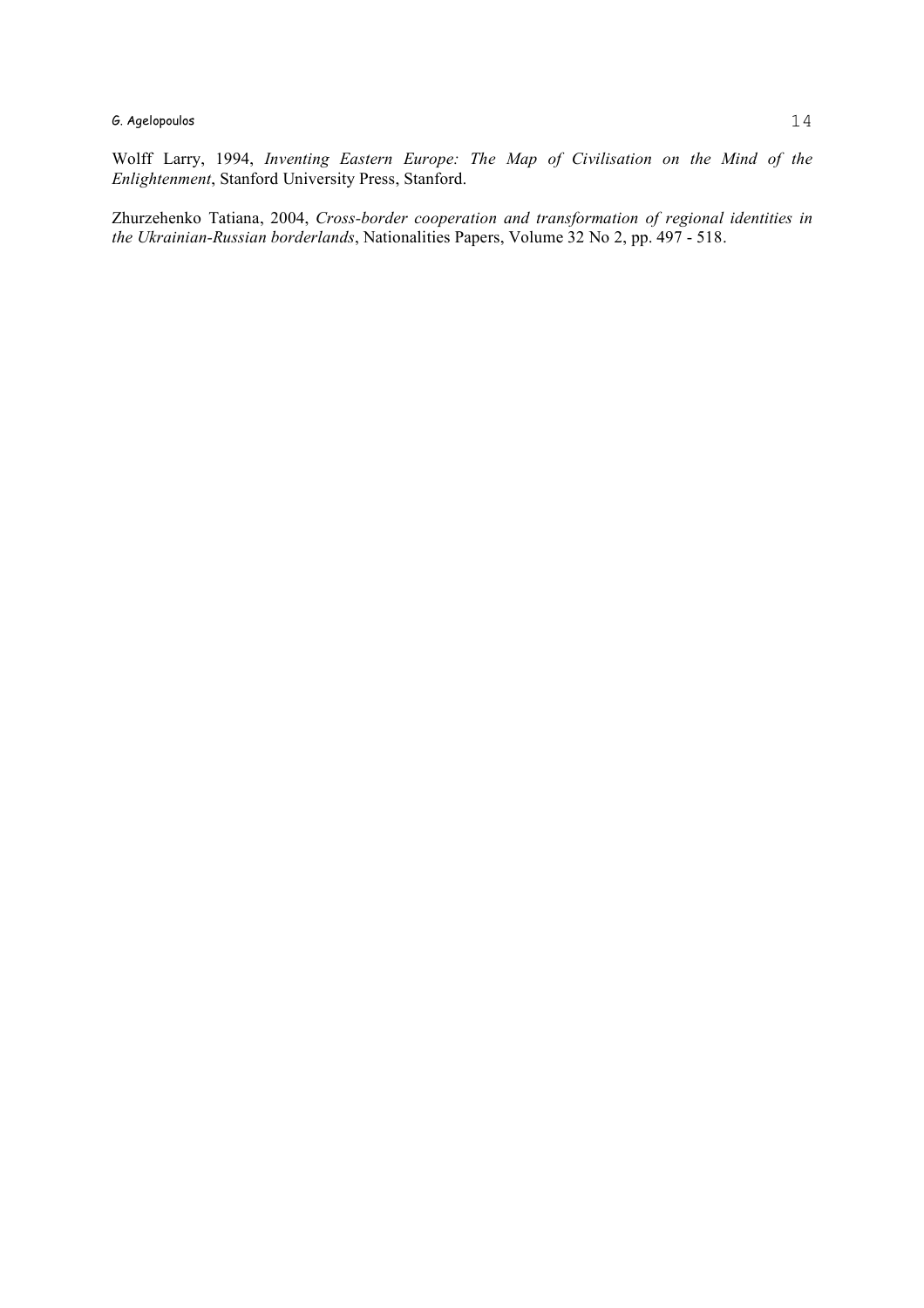Wolff Larry, 1994, *Inventing Eastern Europe: The Map of Civilisation on the Mind of the Enlightenment*, Stanford University Press, Stanford.

Zhurzehenko Tatiana, 2004, *Cross-border cooperation and transformation of regional identities in the Ukrainian-Russian borderlands*, Nationalities Papers, Volume 32 No 2, pp. 497 - 518.